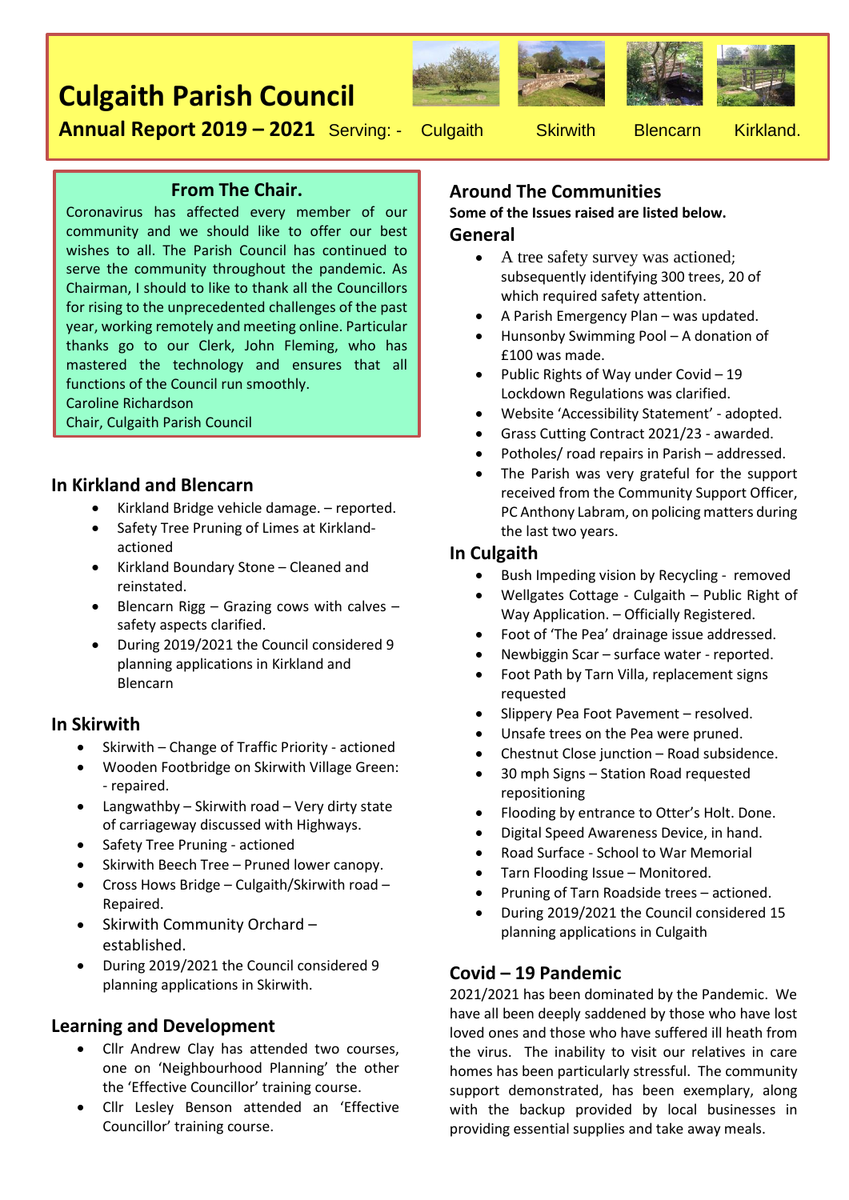# Culgaith Parish Council

**Annual Report 2019 – 2021** Serving: - Culgaith Skirwith Blencarn Kirkland.

## From The Chair.

Coronavirus has affected every member of our community and we should like to offer our best wishes to all. The Parish Council has continued to serve the community throughout the pandemic. As Chairman, I should to like to thank all the Councillors for rising to the unprecedented challenges of the past year, working remotely and meeting online. Particular thanks go to our Clerk, John Fleming, who has mastered the technology and ensures that all functions of the Council run smoothly.
Caroline Richardson
Chair, Culgaith Parish Council

## In Kirkland and Blencarn

- Kirkland Bridge vehicle damage. – reported.
- Safety Tree Pruning of Limes at Kirkland-actioned
- Kirkland Boundary Stone – Cleaned and reinstated.
- Blencarn Rigg – Grazing cows with calves – safety aspects clarified.
- During 2019/2021 the Council considered 9 planning applications in Kirkland and Blencarn

## In Skirwith

- Skirwith – Change of Traffic Priority - actioned
- Wooden Footbridge on Skirwith Village Green: - repaired.
- Langwathby – Skirwith road – Very dirty state of carriageway discussed with Highways.
- Safety Tree Pruning - actioned
- Skirwith Beech Tree – Pruned lower canopy.
- Cross Hows Bridge – Culgaith/Skirwith road – Repaired.
- Skirwith Community Orchard – established.
- During 2019/2021 the Council considered 9 planning applications in Skirwith.

## Learning and Development

- Cllr Andrew Clay has attended two courses, one on 'Neighbourhood Planning' the other the 'Effective Councillor' training course.
- Cllr Lesley Benson attended an 'Effective Councillor' training course.

## Around The Communities

**Some of the Issues raised are listed below.**

### General

- A tree safety survey was actioned; subsequently identifying 300 trees, 20 of which required safety attention.
- A Parish Emergency Plan – was updated.
- Hunsonby Swimming Pool – A donation of £100 was made.
- Public Rights of Way under Covid – 19 Lockdown Regulations was clarified.
- Website 'Accessibility Statement' - adopted.
- Grass Cutting Contract 2021/23 - awarded.
- Potholes/ road repairs in Parish – addressed.
- The Parish was very grateful for the support received from the Community Support Officer, PC Anthony Labram, on policing matters during the last two years.

### In Culgaith

- Bush Impeding vision by Recycling - removed
- Wellgates Cottage - Culgaith – Public Right of Way Application. – Officially Registered.
- Foot of 'The Pea' drainage issue addressed.
- Newbiggin Scar – surface water - reported.
- Foot Path by Tarn Villa, replacement signs requested
- Slippery Pea Foot Pavement – resolved.
- Unsafe trees on the Pea were pruned.
- Chestnut Close junction – Road subsidence.
- 30 mph Signs – Station Road requested repositioning
- Flooding by entrance to Otter's Holt. Done.
- Digital Speed Awareness Device, in hand.
- Road Surface - School to War Memorial
- Tarn Flooding Issue – Monitored.
- Pruning of Tarn Roadside trees – actioned.
- During 2019/2021 the Council considered 15 planning applications in Culgaith

## Covid – 19 Pandemic

2021/2021 has been dominated by the Pandemic. We have all been deeply saddened by those who have lost loved ones and those who have suffered ill heath from the virus. The inability to visit our relatives in care homes has been particularly stressful. The community support demonstrated, has been exemplary, along with the backup provided by local businesses in providing essential supplies and take away meals.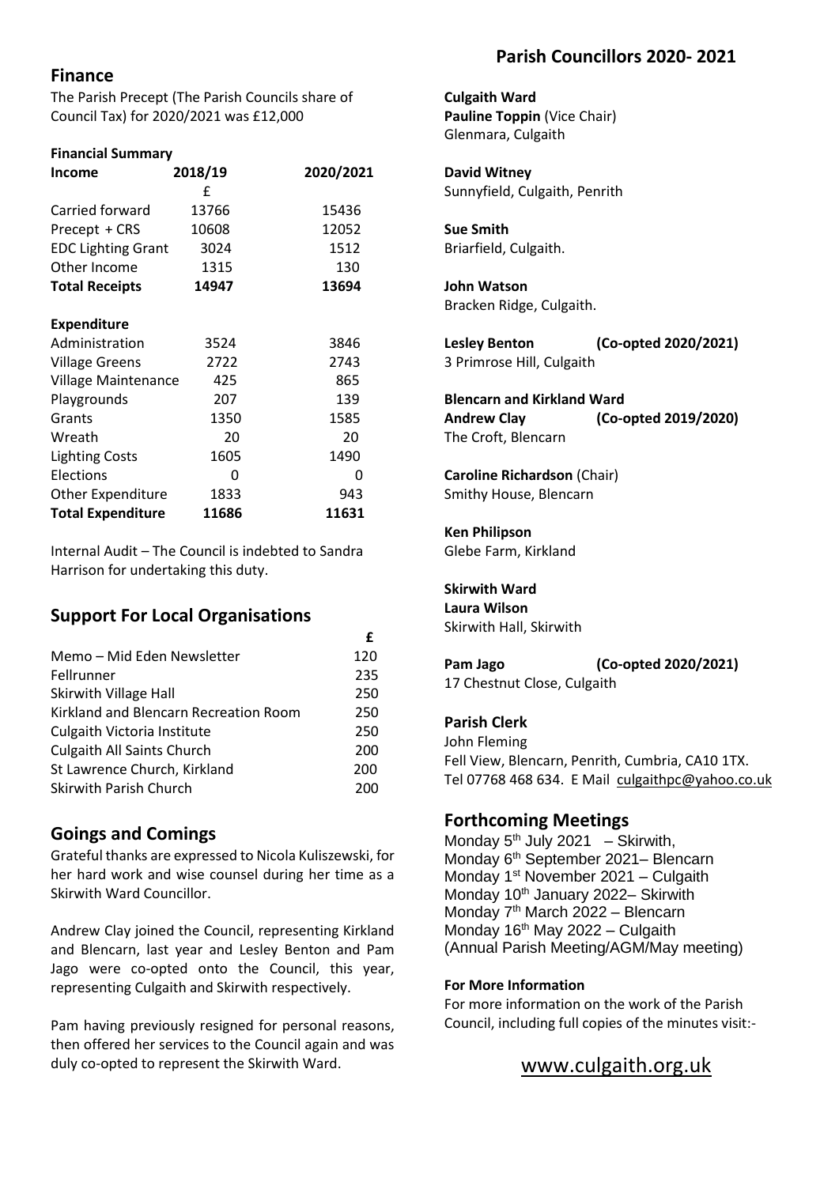## Finance

The Parish Precept (The Parish Councils share of Council Tax) for 2020/2021 was £12,000

**Financial Summary**

| **Income** | **2018/19** | **2020/2021** |
|---|---|---|
| | £ | |
| Carried forward | 13766 | 15436 |
| Precept + CRS | 10608 | 12052 |
| EDC Lighting Grant | 3024 | 1512 |
| Other Income | 1315 | 130 |
| **Total Receipts** | **14947** | **13694** |
| **Expenditure** | | |
| Administration | 3524 | 3846 |
| Village Greens | 2722 | 2743 |
| Village Maintenance | 425 | 865 |
| Playgrounds | 207 | 139 |
| Grants | 1350 | 1585 |
| Wreath | 20 | 20 |
| Lighting Costs | 1605 | 1490 |
| Elections | 0 | 0 |
| Other Expenditure | 1833 | 943 |
| **Total Expenditure** | **11686** | **11631** |

Internal Audit – The Council is indebted to Sandra Harrison for undertaking this duty.

## Support For Local Organisations

| | £ |
|---|---|
| Memo – Mid Eden Newsletter | 120 |
| Fellrunner | 235 |
| Skirwith Village Hall | 250 |
| Kirkland and Blencarn Recreation Room | 250 |
| Culgaith Victoria Institute | 250 |
| Culgaith All Saints Church | 200 |
| St Lawrence Church, Kirkland | 200 |
| Skirwith Parish Church | 200 |

## Goings and Comings

Grateful thanks are expressed to Nicola Kuliszewski, for her hard work and wise counsel during her time as a Skirwith Ward Councillor.

Andrew Clay joined the Council, representing Kirkland and Blencarn, last year and Lesley Benton and Pam Jago were co-opted onto the Council, this year, representing Culgaith and Skirwith respectively.

Pam having previously resigned for personal reasons, then offered her services to the Council again and was duly co-opted to represent the Skirwith Ward.

## Parish Councillors 2020- 2021

**Culgaith Ward**

**Pauline Toppin** (Vice Chair)
Glenmara, Culgaith

**David Witney**
Sunnyfield, Culgaith, Penrith

**Sue Smith**
Briarfield, Culgaith.

**John Watson**
Bracken Ridge, Culgaith.

**Lesley Benton** **(Co-opted 2020/2021)**
3 Primrose Hill, Culgaith

**Blencarn and Kirkland Ward**

**Andrew Clay** **(Co-opted 2019/2020)**
The Croft, Blencarn

**Caroline Richardson** (Chair)
Smithy House, Blencarn

**Ken Philipson**
Glebe Farm, Kirkland

**Skirwith Ward**

**Laura Wilson**
Skirwith Hall, Skirwith

**Pam Jago** **(Co-opted 2020/2021)**
17 Chestnut Close, Culgaith

### Parish Clerk

John Fleming
Fell View, Blencarn, Penrith, Cumbria, CA10 1TX.
Tel 07768 468 634. E Mail culgaithpc@yahoo.co.uk

## Forthcoming Meetings

Monday 5th July 2021 – Skirwith,
Monday 6th September 2021– Blencarn
Monday 1st November 2021 – Culgaith
Monday 10th January 2022– Skirwith
Monday 7th March 2022 – Blencarn
Monday 16th May 2022 – Culgaith
(Annual Parish Meeting/AGM/May meeting)

**For More Information**

For more information on the work of the Parish Council, including full copies of the minutes visit:-

www.culgaith.org.uk